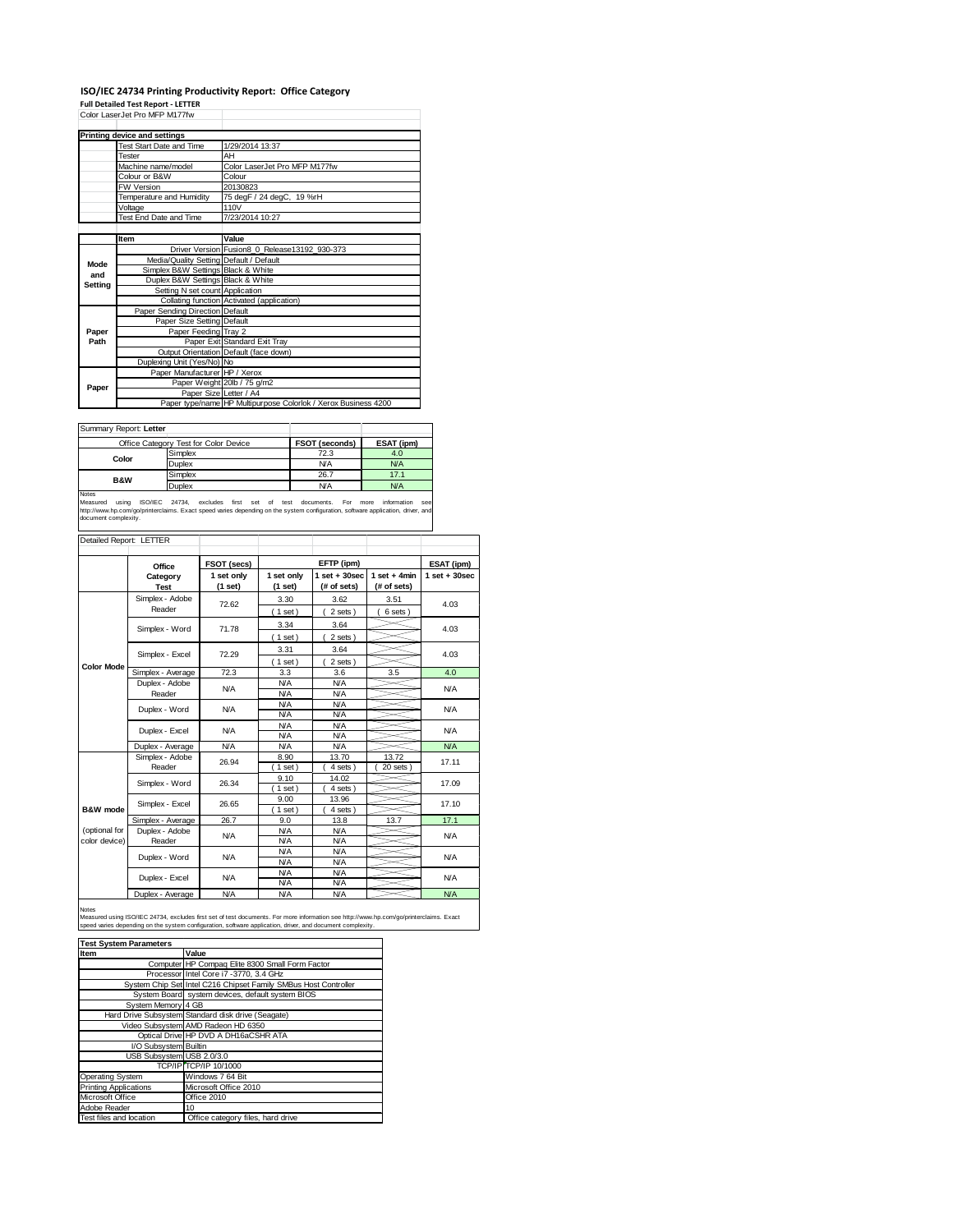# ISO/IEC 24734 Printing Productivity Report: Office Category

**Full Detailed Test Report - LETTER**

Color LaserJet Pro MFP M177fw

| Printing device and settings | |
|---|---|
| Test Start Date and Time | 1/29/2014 13:37 |
| Tester | AH |
| Machine name/model | Color LaserJet Pro MFP M177fw |
| Colour or B&W | Colour |
| FW Version | 20130823 |
| Temperature and Humidity | 75 degF / 24 degC, 19 %rH |
| Voltage | 110V |
| Test End Date and Time | 7/23/2014 10:27 |

| | Item | Value |
|---|---|---|
| Mode and Setting | Driver Version | Fusion8_0_Release13192_930-373 |
| | Media/Quality Setting | Default / Default |
| | Simplex B&W Settings | Black & White |
| | Duplex B&W Settings | Black & White |
| | Setting N set count | Application |
| | Collating function | Activated (application) |
| Paper Path | Paper Sending Direction | Default |
| | Paper Size Setting | Default |
| | Paper Feeding | Tray 2 |
| | Paper Exit | Standard Exit Tray |
| | Output Orientation | Default (face down) |
| | Duplexing Unit (Yes/No) | No |
| Paper | Paper Manufacturer | HP / Xerox |
| | Paper Weight | 20lb / 75 g/m2 |
| | Paper Size | Letter / A4 |
| | Paper type/name | HP Multipurpose Colorlok / Xerox Business 4200 |

Summary Report: **Letter**

| Office Category Test for Color Device | | FSOT (seconds) | ESAT (ipm) |
|---|---|---|---|
| Color | Simplex | 72.3 | 4.0 |
| | Duplex | N/A | N/A |
| B&W | Simplex | 26.7 | 17.1 |
| | Duplex | N/A | N/A |

Notes
Measured using ISO/IEC 24734, excludes first set of test documents. For more information see http://www.hp.com/go/printerclaims. Exact speed varies depending on the system configuration, software application, driver, and document complexity.

Detailed Report: LETTER

| | Office Category Test | FSOT (secs) 1 set only (1 set) | EFTP (ipm) 1 set only (1 set) | EFTP (ipm) 1 set + 30sec (# of sets) | EFTP (ipm) 1 set + 4min (# of sets) | ESAT (ipm) 1 set + 30sec |
|---|---|---|---|---|---|---|
| Color Mode | Simplex - Adobe Reader | 72.62 | 3.30 (1 set) | 3.62 (2 sets) | 3.51 (6 sets) | 4.03 |
| | Simplex - Word | 71.78 | 3.34 (1 set) | 3.64 (2 sets) | | 4.03 |
| | Simplex - Excel | 72.29 | 3.31 (1 set) | 3.64 (2 sets) | | 4.03 |
| | Simplex - Average | 72.3 | 3.3 | 3.6 | 3.5 | 4.0 |
| | Duplex - Adobe Reader | N/A | N/A N/A | N/A N/A | | N/A |
| | Duplex - Word | N/A | N/A N/A | N/A N/A | | N/A |
| | Duplex - Excel | N/A | N/A N/A | N/A N/A | | N/A |
| | Duplex - Average | N/A | N/A | N/A | | N/A |
| B&W mode (optional for color device) | Simplex - Adobe Reader | 26.94 | 8.90 (1 set) | 13.70 (4 sets) | 13.72 (20 sets) | 17.11 |
| | Simplex - Word | 26.34 | 9.10 (1 set) | 14.02 (4 sets) | | 17.09 |
| | Simplex - Excel | 26.65 | 9.00 (1 set) | 13.96 (4 sets) | | 17.10 |
| | Simplex - Average | 26.7 | 9.0 | 13.8 | 13.7 | 17.1 |
| | Duplex - Adobe Reader | N/A | N/A N/A | N/A N/A | | N/A |
| | Duplex - Word | N/A | N/A N/A | N/A N/A | | N/A |
| | Duplex - Excel | N/A | N/A N/A | N/A N/A | | N/A |
| | Duplex - Average | N/A | N/A | N/A | | N/A |

Notes
Measured using ISO/IEC 24734, excludes first set of test documents. For more information see http://www.hp.com/go/printerclaims. Exact speed varies depending on the system configuration, software application, driver, and document complexity.

| Test System Parameters | |
|---|---|
| **Item** | **Value** |
| Computer | HP Compaq Elite 8300 Small Form Factor |
| Processor | Intel Core i7 -3770, 3.4 GHz |
| System Chip Set | Intel C216 Chipset Family SMBus Host Controller |
| System Board | system devices, default system BIOS |
| System Memory | 4 GB |
| Hard Drive Subsystem | Standard disk drive (Seagate) |
| Video Subsystem | AMD Radeon HD 6350 |
| Optical Drive | HP DVD A DH16aCSHR ATA |
| I/O Subsystem | Builtin |
| USB Subsystem | USB 2.0/3.0 |
| TCP/IP | TCP/IP 10/1000 |
| Operating System | Windows 7 64 Bit |
| Printing Applications | Microsoft Office 2010 |
| Microsoft Office | Office 2010 |
| Adobe Reader | 10 |
| Test files and location | Office category files, hard drive |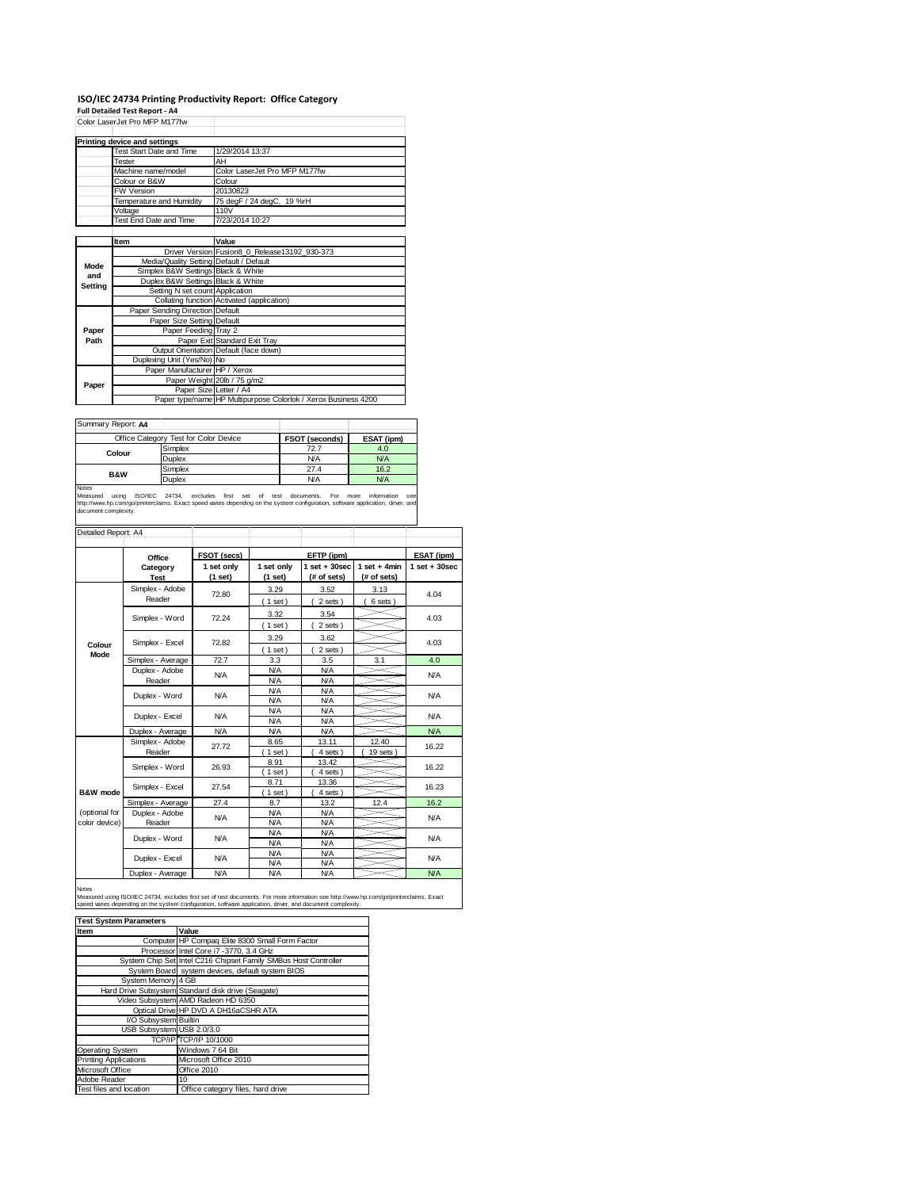# ISO/IEC 24734 Printing Productivity Report: Office Category

**Full Detailed Test Report - A4**

Color LaserJet Pro MFP M177fw

| Printing device and settings | |
|---|---|
| Test Start Date and Time | 1/29/2014 13:37 |
| Tester | AH |
| Machine name/model | Color LaserJet Pro MFP M177fw |
| Colour or B&W | Colour |
| FW Version | 20130823 |
| Temperature and Humidity | 75 degF / 24 degC, 19 %rH |
| Voltage | 110V |
| Test End Date and Time | 7/23/2014 10:27 |

| | Item | Value |
|---|---|---|
| Mode and Setting | Driver Version | Fusion8_0_Release13192_930-373 |
| | Media/Quality Setting | Default / Default |
| | Simplex B&W Settings | Black & White |
| | Duplex B&W Settings | Black & White |
| | Setting N set count | Application |
| | Collating function | Activated (application) |
| Paper Path | Paper Sending Direction | Default |
| | Paper Size Setting | Default |
| | Paper Feeding | Tray 2 |
| | Paper Exit | Standard Exit Tray |
| | Output Orientation | Default (face down) |
| | Duplexing Unit (Yes/No) | No |
| Paper | Paper Manufacturer | HP / Xerox |
| | Paper Weight | 20lb / 75 g/m2 |
| | Paper Size | Letter / A4 |
| | Paper type/name | HP Multipurpose Colorlok / Xerox Business 4200 |

Summary Report: **A4**

| Office Category Test for Color Device | | FSOT (seconds) | ESAT (ipm) |
|---|---|---|---|
| Colour | Simplex | 72.7 | 4.0 |
| | Duplex | N/A | N/A |
| B&W | Simplex | 27.4 | 16.2 |
| | Duplex | N/A | N/A |

Notes
Measured using ISO/IEC 24734, excludes first set of test documents. For more information see http://www.hp.com/go/printerclaims. Exact speed varies depending on the system configuration, software application, driver, and document complexity.

Detailed Report: A4

| | Office Category Test | FSOT (secs) 1 set only (1 set) | EFTP (ipm) 1 set only (1 set) | EFTP (ipm) 1 set + 30sec (# of sets) | EFTP (ipm) 1 set + 4min (# of sets) | ESAT (ipm) 1 set + 30sec |
|---|---|---|---|---|---|---|
| Colour Mode | Simplex - Adobe Reader | 72.80 | 3.29 (1 set) | 3.52 (2 sets) | 3.13 (6 sets) | 4.04 |
| | Simplex - Word | 72.24 | 3.32 (1 set) | 3.54 (2 sets) | | 4.03 |
| | Simplex - Excel | 72.82 | 3.29 (1 set) | 3.62 (2 sets) | | 4.03 |
| | Simplex - Average | 72.7 | 3.3 | 3.5 | 3.1 | 4.0 |
| | Duplex - Adobe Reader | N/A | N/A N/A | N/A N/A | | N/A |
| | Duplex - Word | N/A | N/A N/A | N/A N/A | | N/A |
| | Duplex - Excel | N/A | N/A N/A | N/A N/A | | N/A |
| | Duplex - Average | N/A | N/A | N/A | | N/A |
| B&W mode (optional for color device) | Simplex - Adobe Reader | 27.72 | 8.65 (1 set) | 13.11 (4 sets) | 12.40 (19 sets) | 16.22 |
| | Simplex - Word | 26.93 | 8.91 (1 set) | 13.42 (4 sets) | | 16.22 |
| | Simplex - Excel | 27.54 | 8.71 (1 set) | 13.36 (4 sets) | | 16.23 |
| | Simplex - Average | 27.4 | 8.7 | 13.2 | 12.4 | 16.2 |
| | Duplex - Adobe Reader | N/A | N/A N/A | N/A N/A | | N/A |
| | Duplex - Word | N/A | N/A N/A | N/A N/A | | N/A |
| | Duplex - Excel | N/A | N/A N/A | N/A N/A | | N/A |
| | Duplex - Average | N/A | N/A | N/A | | N/A |

Notes
Measured using ISO/IEC 24734, excludes first set of test documents. For more information see http://www.hp.com/go/printerclaims. Exact speed varies depending on the system configuration, software application, driver, and document complexity.

| Test System Parameters | |
|---|---|
| **Item** | **Value** |
| Computer | HP Compaq Elite 8300 Small Form Factor |
| Processor | Intel Core i7 -3770, 3.4 GHz |
| System Chip Set | Intel C216 Chipset Family SMBus Host Controller |
| System Board | system devices, default system BIOS |
| System Memory | 4 GB |
| Hard Drive Subsystem | Standard disk drive (Seagate) |
| Video Subsystem | AMD Radeon HD 6350 |
| Optical Drive | HP DVD A DH16aCSHR ATA |
| I/O Subsystem | Builtin |
| USB Subsystem | USB 2.0/3.0 |
| TCP/IP | TCP/IP 10/1000 |
| Operating System | Windows 7 64 Bit |
| Printing Applications | Microsoft Office 2010 |
| Microsoft Office | Office 2010 |
| Adobe Reader | 10 |
| Test files and location | Office category files, hard drive |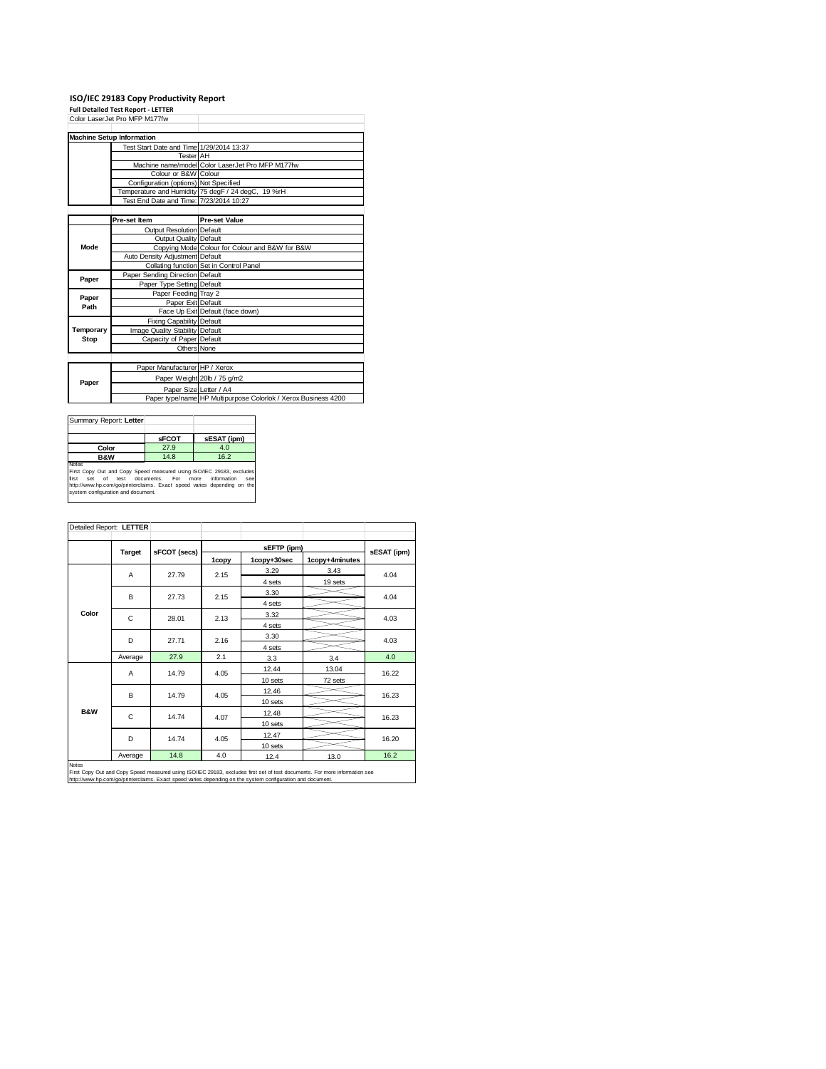# ISO/IEC 29183 Copy Productivity Report

**Full Detailed Test Report - LETTER**

Color LaserJet Pro MFP M177fw

| Machine Setup Information | | |
|---|---|---|
| | Test Start Date and Time | 1/29/2014 13:37 |
| | Tester | AH |
| | Machine name/model | Color LaserJet Pro MFP M177fw |
| | Colour or B&W | Colour |
| | Configuration (options) | Not Specified |
| | Temperature and Humidity | 75 degF / 24 degC, 19 %rH |
| | Test End Date and Time: | 7/23/2014 10:27 |

| | Pre-set Item | Pre-set Value |
|---|---|---|
| Mode | Output Resolution | Default |
| | Output Quality | Default |
| | Copying Mode | Colour for Colour and B&W for B&W |
| | Auto Density Adjustment | Default |
| | Collating function | Set in Control Panel |
| Paper | Paper Sending Direction | Default |
| | Paper Type Setting | Default |
| Paper Path | Paper Feeding | Tray 2 |
| | Paper Exit | Default |
| | Face Up Exit | Default (face down) |
| Temporary Stop | Fixing Capability | Default |
| | Image Quality Stability | Default |
| | Capacity of Paper | Default |
| | Others | None |

| | | |
|---|---|---|
| Paper | Paper Manufacturer | HP / Xerox |
| | Paper Weight | 20lb / 75 g/m2 |
| | Paper Size | Letter / A4 |
| | Paper type/name | HP Multipurpose Colorlok / Xerox Business 4200 |

Summary Report: **Letter**

| | sFCOT | sESAT (ipm) |
|---|---|---|
| **Color** | 27.9 | 4.0 |
| **B&W** | 14.8 | 16.2 |

Notes
First Copy Out and Copy Speed measured using ISO/IEC 29183, excludes first set of test documents. For more information see http://www.hp.com/go/printerclaims. Exact speed varies depending on the system configuration and document.

Detailed Report: **LETTER**

| | Target | sFCOT (secs) | sEFTP (ipm) | | | sESAT (ipm) |
|---|---|---|---|---|---|---|
| | | | 1copy | 1copy+30sec | 1copy+4minutes | |
| Color | A | 27.79 | 2.15 | 3.29 / 4 sets | 3.43 / 19 sets | 4.04 |
| | B | 27.73 | 2.15 | 3.30 / 4 sets | | 4.04 |
| | C | 28.01 | 2.13 | 3.32 / 4 sets | | 4.03 |
| | D | 27.71 | 2.16 | 3.30 / 4 sets | | 4.03 |
| | Average | 27.9 | 2.1 | 3.3 | 3.4 | 4.0 |
| B&W | A | 14.79 | 4.05 | 12.44 / 10 sets | 13.04 / 72 sets | 16.22 |
| | B | 14.79 | 4.05 | 12.46 / 10 sets | | 16.23 |
| | C | 14.74 | 4.07 | 12.48 / 10 sets | | 16.23 |
| | D | 14.74 | 4.05 | 12.47 / 10 sets | | 16.20 |
| | Average | 14.8 | 4.0 | 12.4 | 13.0 | 16.2 |

Notes
First Copy Out and Copy Speed measured using ISO/IEC 29183, excludes first set of test documents. For more information see http://www.hp.com/go/printerclaims. Exact speed varies depending on the system configuration and document.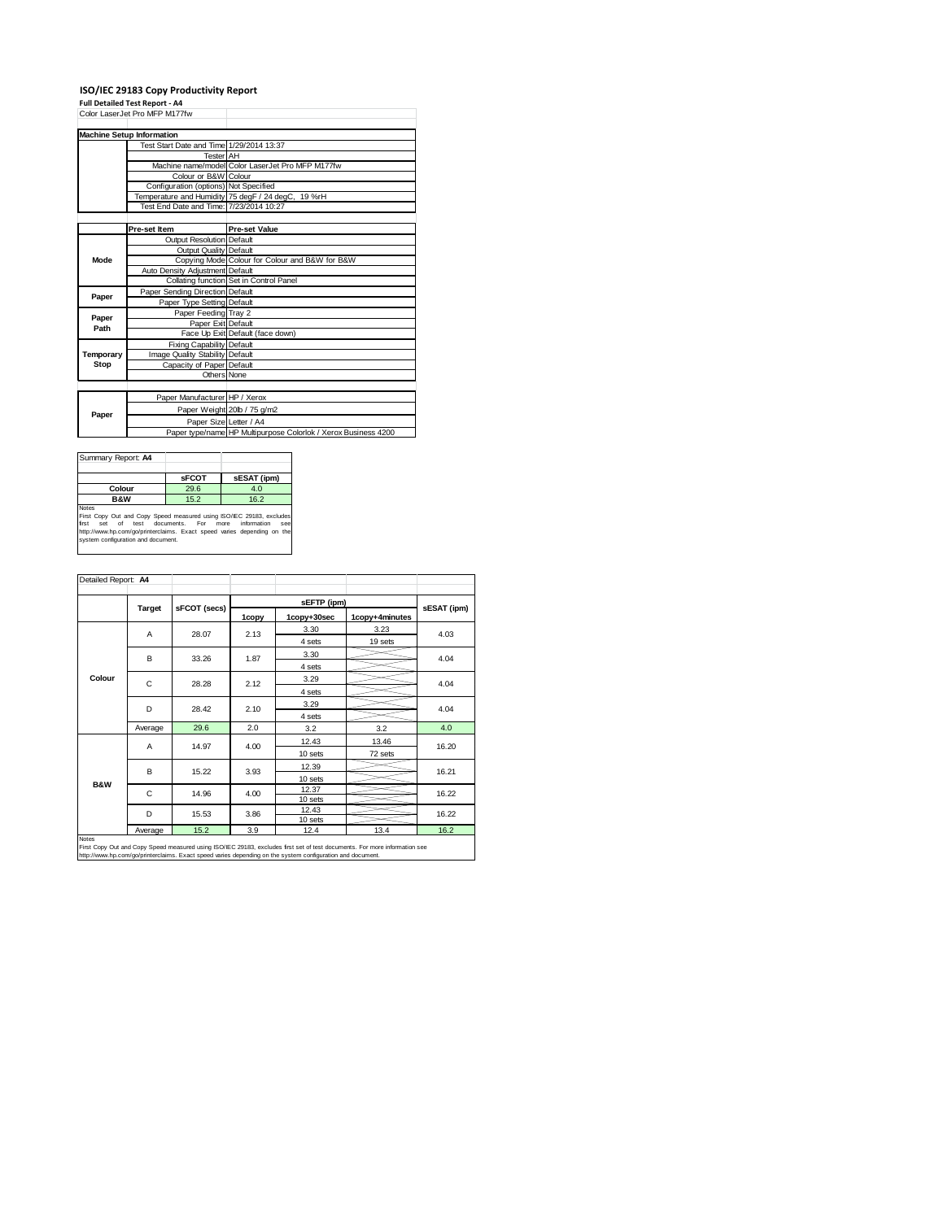# ISO/IEC 29183 Copy Productivity Report

**Full Detailed Test Report - A4**

Color LaserJet Pro MFP M177fw

| Machine Setup Information | | |
|---|---|---|
| | Test Start Date and Time | 1/29/2014 13:37 |
| | Tester | AH |
| | Machine name/model | Color LaserJet Pro MFP M177fw |
| | Colour or B&W | Colour |
| | Configuration (options) | Not Specified |
| | Temperature and Humidity | 75 degF / 24 degC, 19 %rH |
| | Test End Date and Time: | 7/23/2014 10:27 |

| | Pre-set Item | Pre-set Value |
|---|---|---|
| Mode | Output Resolution | Default |
| | Output Quality | Default |
| | Copying Mode | Colour for Colour and B&W for B&W |
| | Auto Density Adjustment | Default |
| | Collating function | Set in Control Panel |
| Paper | Paper Sending Direction | Default |
| | Paper Type Setting | Default |
| Paper Path | Paper Feeding | Tray 2 |
| | Paper Exit | Default |
| | Face Up Exit | Default (face down) |
| Temporary Stop | Fixing Capability | Default |
| | Image Quality Stability | Default |
| | Capacity of Paper | Default |
| | Others | None |

| | | |
|---|---|---|
| Paper | Paper Manufacturer | HP / Xerox |
| | Paper Weight | 20lb / 75 g/m2 |
| | Paper Size | Letter / A4 |
| | Paper type/name | HP Multipurpose Colorlok / Xerox Business 4200 |

Summary Report: **A4**

| | sFCOT | sESAT (ipm) |
|---|---|---|
| Colour | 29.6 | 4.0 |
| B&W | 15.2 | 16.2 |

Notes
First Copy Out and Copy Speed measured using ISO/IEC 29183, excludes first set of test documents. For more information see http://www.hp.com/go/printerclaims. Exact speed varies depending on the system configuration and document.

Detailed Report: **A4**

| | Target | sFCOT (secs) | sEFTP (ipm) 1copy | sEFTP (ipm) 1copy+30sec | sEFTP (ipm) 1copy+4minutes | sESAT (ipm) |
|---|---|---|---|---|---|---|
| Colour | A | 28.07 | 2.13 | 3.30 / 4 sets | 3.23 / 19 sets | 4.03 |
| | B | 33.26 | 1.87 | 3.30 / 4 sets | | 4.04 |
| | C | 28.28 | 2.12 | 3.29 / 4 sets | | 4.04 |
| | D | 28.42 | 2.10 | 3.29 / 4 sets | | 4.04 |
| | Average | 29.6 | 2.0 | 3.2 | 3.2 | 4.0 |
| B&W | A | 14.97 | 4.00 | 12.43 / 10 sets | 13.46 / 72 sets | 16.20 |
| | B | 15.22 | 3.93 | 12.39 / 10 sets | | 16.21 |
| | C | 14.96 | 4.00 | 12.37 / 10 sets | | 16.22 |
| | D | 15.53 | 3.86 | 12.43 / 10 sets | | 16.22 |
| | Average | 15.2 | 3.9 | 12.4 | 13.4 | 16.2 |

Notes
First Copy Out and Copy Speed measured using ISO/IEC 29183, excludes first set of test documents. For more information see http://www.hp.com/go/printerclaims. Exact speed varies depending on the system configuration and document.